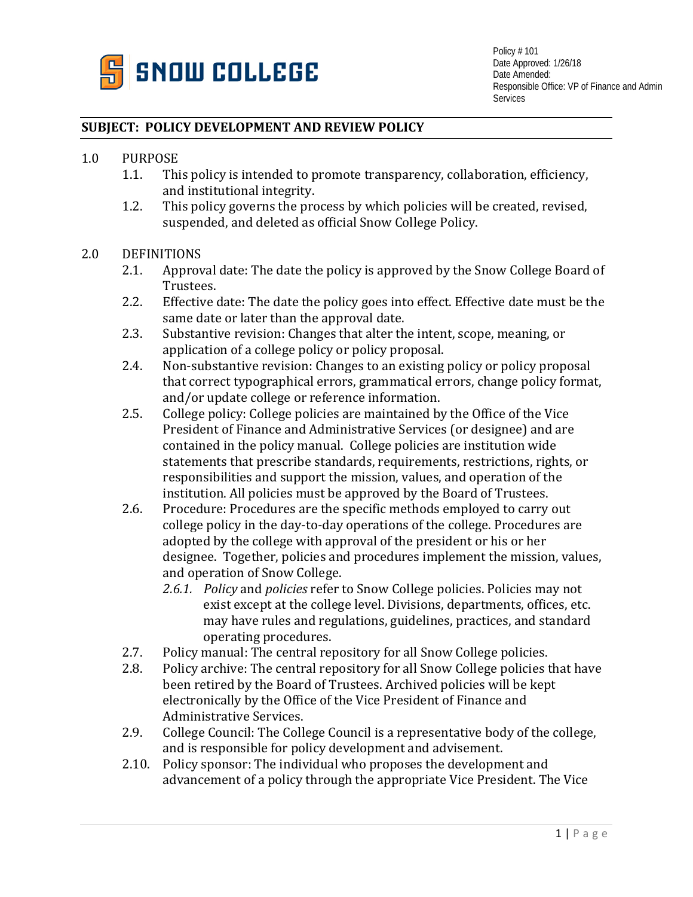Policy # 101
Date Approved: 1/26/18
Date Amended:
Responsible Office: VP of Finance and Admin Services

## SUBJECT: POLICY DEVELOPMENT AND REVIEW POLICY

1.0 PURPOSE

1.1. This policy is intended to promote transparency, collaboration, efficiency, and institutional integrity.

1.2. This policy governs the process by which policies will be created, revised, suspended, and deleted as official Snow College Policy.

2.0 DEFINITIONS

2.1. Approval date: The date the policy is approved by the Snow College Board of Trustees.

2.2. Effective date: The date the policy goes into effect. Effective date must be the same date or later than the approval date.

2.3. Substantive revision: Changes that alter the intent, scope, meaning, or application of a college policy or policy proposal.

2.4. Non-substantive revision: Changes to an existing policy or policy proposal that correct typographical errors, grammatical errors, change policy format, and/or update college or reference information.

2.5. College policy: College policies are maintained by the Office of the Vice President of Finance and Administrative Services (or designee) and are contained in the policy manual. College policies are institution wide statements that prescribe standards, requirements, restrictions, rights, or responsibilities and support the mission, values, and operation of the institution. All policies must be approved by the Board of Trustees.

2.6. Procedure: Procedures are the specific methods employed to carry out college policy in the day-to-day operations of the college. Procedures are adopted by the college with approval of the president or his or her designee. Together, policies and procedures implement the mission, values, and operation of Snow College.

*2.6.1.* *Policy* and *policies* refer to Snow College policies. Policies may not exist except at the college level. Divisions, departments, offices, etc. may have rules and regulations, guidelines, practices, and standard operating procedures.

2.7. Policy manual: The central repository for all Snow College policies.

2.8. Policy archive: The central repository for all Snow College policies that have been retired by the Board of Trustees. Archived policies will be kept electronically by the Office of the Vice President of Finance and Administrative Services.

2.9. College Council: The College Council is a representative body of the college, and is responsible for policy development and advisement.

2.10. Policy sponsor: The individual who proposes the development and advancement of a policy through the appropriate Vice President. The Vice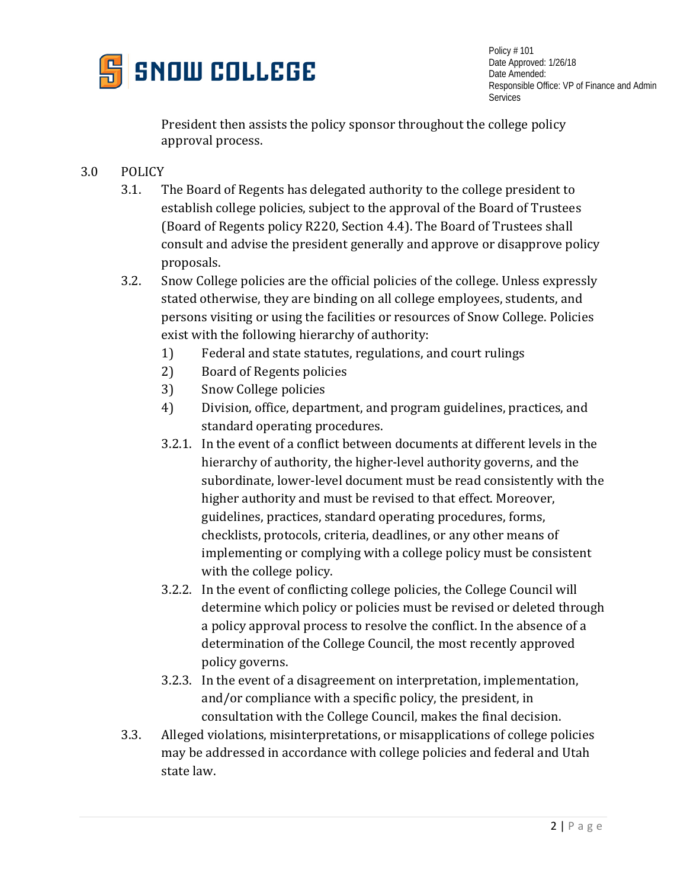President then assists the policy sponsor throughout the college policy approval process.

3.0 POLICY

3.1. The Board of Regents has delegated authority to the college president to establish college policies, subject to the approval of the Board of Trustees (Board of Regents policy R220, Section 4.4). The Board of Trustees shall consult and advise the president generally and approve or disapprove policy proposals.

3.2. Snow College policies are the official policies of the college. Unless expressly stated otherwise, they are binding on all college employees, students, and persons visiting or using the facilities or resources of Snow College. Policies exist with the following hierarchy of authority:

1) Federal and state statutes, regulations, and court rulings
2) Board of Regents policies
3) Snow College policies
4) Division, office, department, and program guidelines, practices, and standard operating procedures.

3.2.1. In the event of a conflict between documents at different levels in the hierarchy of authority, the higher-level authority governs, and the subordinate, lower-level document must be read consistently with the higher authority and must be revised to that effect. Moreover, guidelines, practices, standard operating procedures, forms, checklists, protocols, criteria, deadlines, or any other means of implementing or complying with a college policy must be consistent with the college policy.

3.2.2. In the event of conflicting college policies, the College Council will determine which policy or policies must be revised or deleted through a policy approval process to resolve the conflict. In the absence of a determination of the College Council, the most recently approved policy governs.

3.2.3. In the event of a disagreement on interpretation, implementation, and/or compliance with a specific policy, the president, in consultation with the College Council, makes the final decision.

3.3. Alleged violations, misinterpretations, or misapplications of college policies may be addressed in accordance with college policies and federal and Utah state law.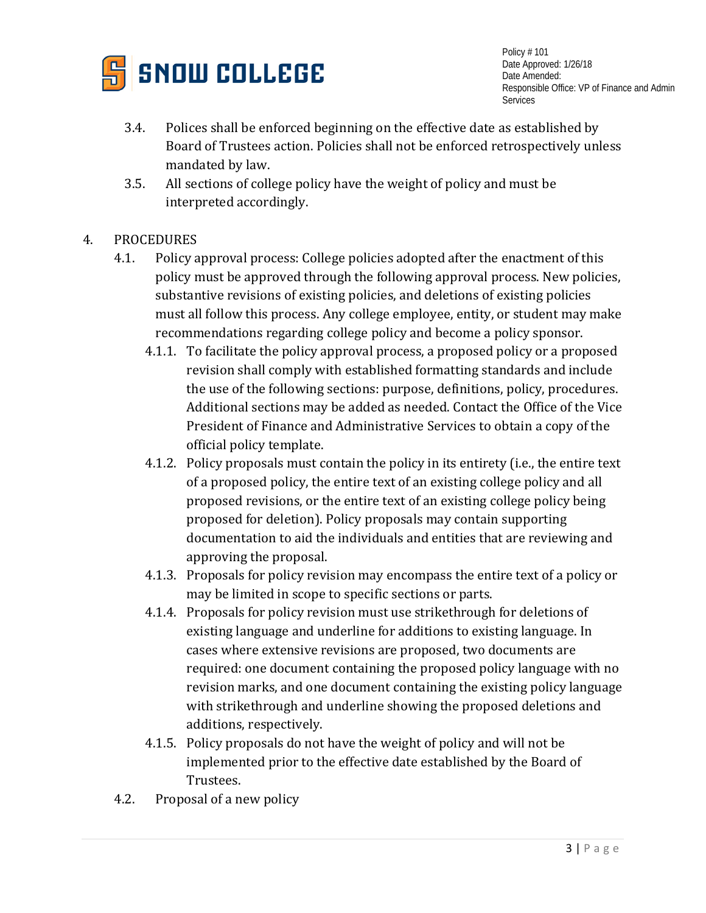3.4. Polices shall be enforced beginning on the effective date as established by Board of Trustees action. Policies shall not be enforced retrospectively unless mandated by law.

3.5. All sections of college policy have the weight of policy and must be interpreted accordingly.

4. PROCEDURES

4.1. Policy approval process: College policies adopted after the enactment of this policy must be approved through the following approval process. New policies, substantive revisions of existing policies, and deletions of existing policies must all follow this process. Any college employee, entity, or student may make recommendations regarding college policy and become a policy sponsor.

4.1.1. To facilitate the policy approval process, a proposed policy or a proposed revision shall comply with established formatting standards and include the use of the following sections: purpose, definitions, policy, procedures. Additional sections may be added as needed. Contact the Office of the Vice President of Finance and Administrative Services to obtain a copy of the official policy template.

4.1.2. Policy proposals must contain the policy in its entirety (i.e., the entire text of a proposed policy, the entire text of an existing college policy and all proposed revisions, or the entire text of an existing college policy being proposed for deletion). Policy proposals may contain supporting documentation to aid the individuals and entities that are reviewing and approving the proposal.

4.1.3. Proposals for policy revision may encompass the entire text of a policy or may be limited in scope to specific sections or parts.

4.1.4. Proposals for policy revision must use strikethrough for deletions of existing language and underline for additions to existing language. In cases where extensive revisions are proposed, two documents are required: one document containing the proposed policy language with no revision marks, and one document containing the existing policy language with strikethrough and underline showing the proposed deletions and additions, respectively.

4.1.5. Policy proposals do not have the weight of policy and will not be implemented prior to the effective date established by the Board of Trustees.

4.2. Proposal of a new policy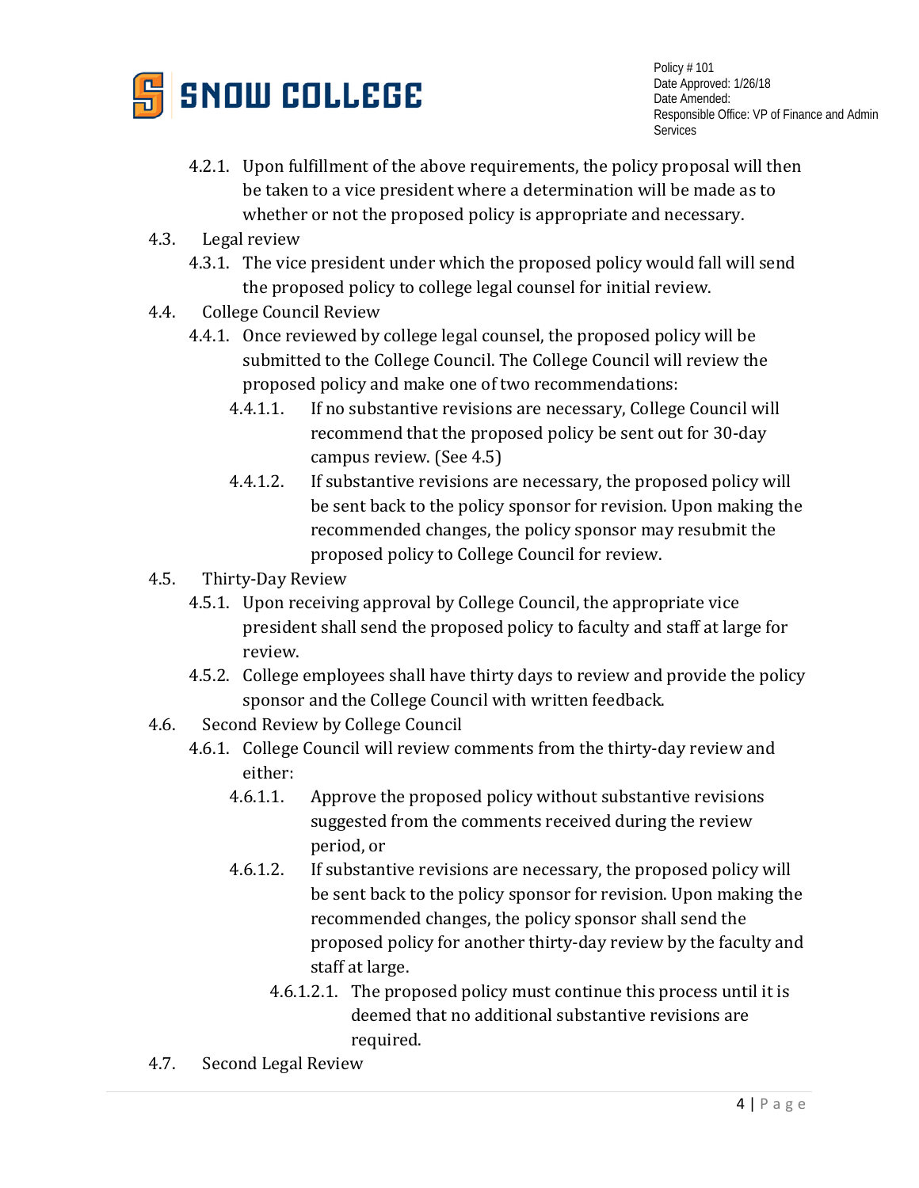4.2.1. Upon fulfillment of the above requirements, the policy proposal will then be taken to a vice president where a determination will be made as to whether or not the proposed policy is appropriate and necessary.

4.3. Legal review

4.3.1. The vice president under which the proposed policy would fall will send the proposed policy to college legal counsel for initial review.

4.4. College Council Review

4.4.1. Once reviewed by college legal counsel, the proposed policy will be submitted to the College Council. The College Council will review the proposed policy and make one of two recommendations:

4.4.1.1. If no substantive revisions are necessary, College Council will recommend that the proposed policy be sent out for 30-day campus review. (See 4.5)

4.4.1.2. If substantive revisions are necessary, the proposed policy will be sent back to the policy sponsor for revision. Upon making the recommended changes, the policy sponsor may resubmit the proposed policy to College Council for review.

4.5. Thirty-Day Review

4.5.1. Upon receiving approval by College Council, the appropriate vice president shall send the proposed policy to faculty and staff at large for review.

4.5.2. College employees shall have thirty days to review and provide the policy sponsor and the College Council with written feedback.

4.6. Second Review by College Council

4.6.1. College Council will review comments from the thirty-day review and either:

4.6.1.1. Approve the proposed policy without substantive revisions suggested from the comments received during the review period, or

4.6.1.2. If substantive revisions are necessary, the proposed policy will be sent back to the policy sponsor for revision. Upon making the recommended changes, the policy sponsor shall send the proposed policy for another thirty-day review by the faculty and staff at large.

4.6.1.2.1. The proposed policy must continue this process until it is deemed that no additional substantive revisions are required.

4.7. Second Legal Review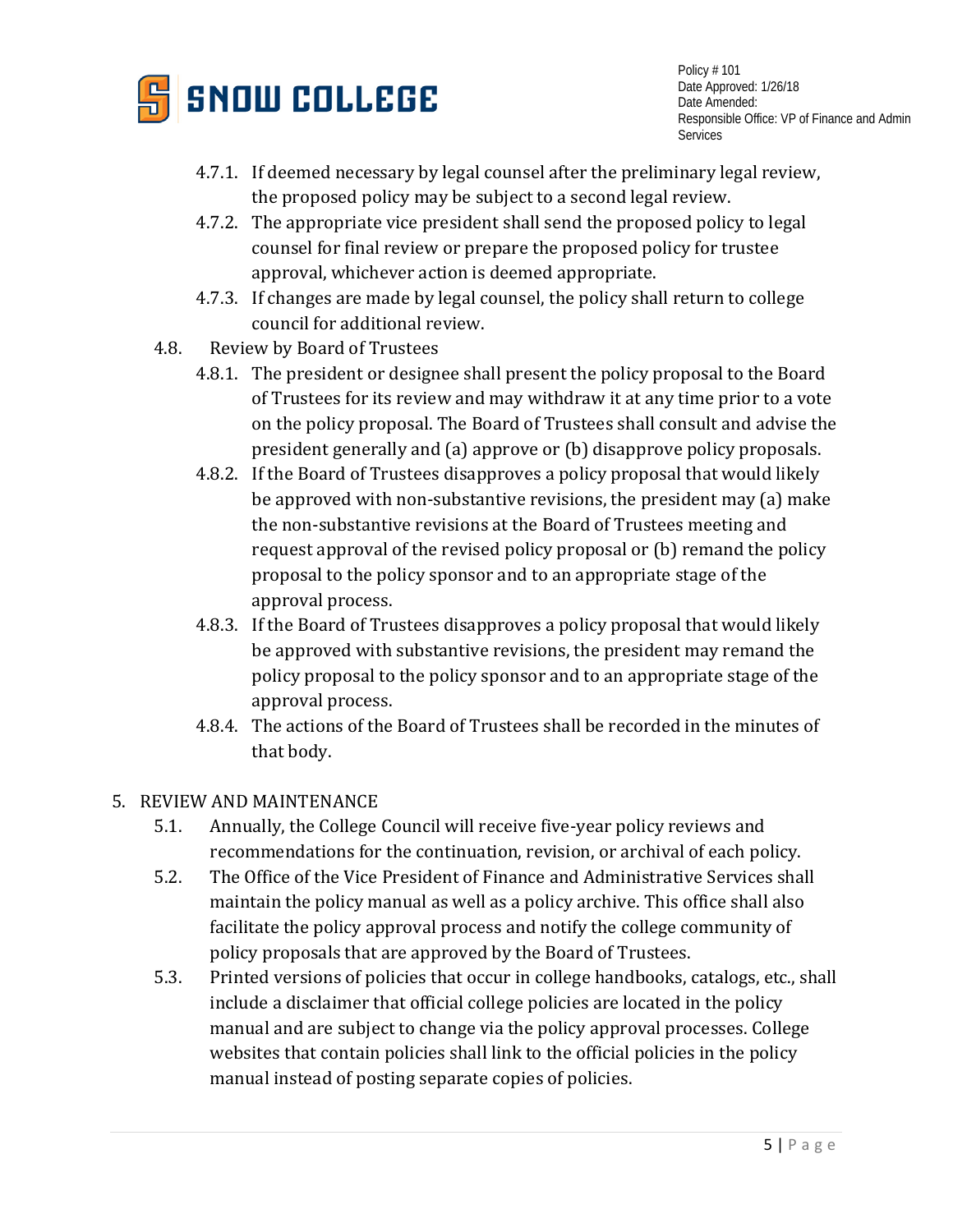4.7.1. If deemed necessary by legal counsel after the preliminary legal review, the proposed policy may be subject to a second legal review.

4.7.2. The appropriate vice president shall send the proposed policy to legal counsel for final review or prepare the proposed policy for trustee approval, whichever action is deemed appropriate.

4.7.3. If changes are made by legal counsel, the policy shall return to college council for additional review.

4.8. Review by Board of Trustees

4.8.1. The president or designee shall present the policy proposal to the Board of Trustees for its review and may withdraw it at any time prior to a vote on the policy proposal. The Board of Trustees shall consult and advise the president generally and (a) approve or (b) disapprove policy proposals.

4.8.2. If the Board of Trustees disapproves a policy proposal that would likely be approved with non-substantive revisions, the president may (a) make the non-substantive revisions at the Board of Trustees meeting and request approval of the revised policy proposal or (b) remand the policy proposal to the policy sponsor and to an appropriate stage of the approval process.

4.8.3. If the Board of Trustees disapproves a policy proposal that would likely be approved with substantive revisions, the president may remand the policy proposal to the policy sponsor and to an appropriate stage of the approval process.

4.8.4. The actions of the Board of Trustees shall be recorded in the minutes of that body.

## 5. REVIEW AND MAINTENANCE

5.1. Annually, the College Council will receive five-year policy reviews and recommendations for the continuation, revision, or archival of each policy.

5.2. The Office of the Vice President of Finance and Administrative Services shall maintain the policy manual as well as a policy archive. This office shall also facilitate the policy approval process and notify the college community of policy proposals that are approved by the Board of Trustees.

5.3. Printed versions of policies that occur in college handbooks, catalogs, etc., shall include a disclaimer that official college policies are located in the policy manual and are subject to change via the policy approval processes. College websites that contain policies shall link to the official policies in the policy manual instead of posting separate copies of policies.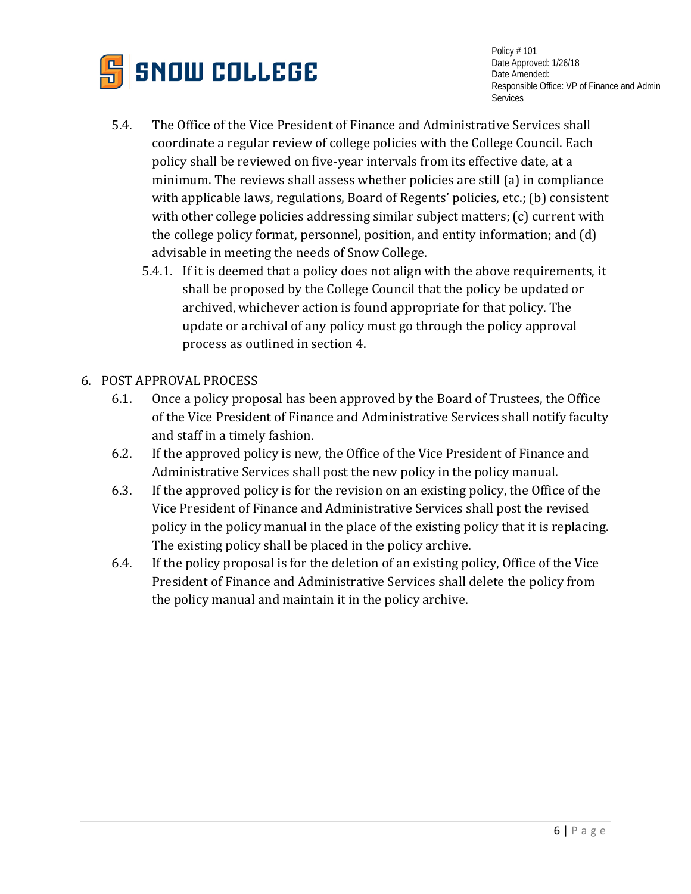5.4. The Office of the Vice President of Finance and Administrative Services shall coordinate a regular review of college policies with the College Council. Each policy shall be reviewed on five-year intervals from its effective date, at a minimum. The reviews shall assess whether policies are still (a) in compliance with applicable laws, regulations, Board of Regents' policies, etc.; (b) consistent with other college policies addressing similar subject matters; (c) current with the college policy format, personnel, position, and entity information; and (d) advisable in meeting the needs of Snow College.

   5.4.1. If it is deemed that a policy does not align with the above requirements, it shall be proposed by the College Council that the policy be updated or archived, whichever action is found appropriate for that policy. The update or archival of any policy must go through the policy approval process as outlined in section 4.

## 6. POST APPROVAL PROCESS

6.1. Once a policy proposal has been approved by the Board of Trustees, the Office of the Vice President of Finance and Administrative Services shall notify faculty and staff in a timely fashion.

6.2. If the approved policy is new, the Office of the Vice President of Finance and Administrative Services shall post the new policy in the policy manual.

6.3. If the approved policy is for the revision on an existing policy, the Office of the Vice President of Finance and Administrative Services shall post the revised policy in the policy manual in the place of the existing policy that it is replacing. The existing policy shall be placed in the policy archive.

6.4. If the policy proposal is for the deletion of an existing policy, Office of the Vice President of Finance and Administrative Services shall delete the policy from the policy manual and maintain it in the policy archive.